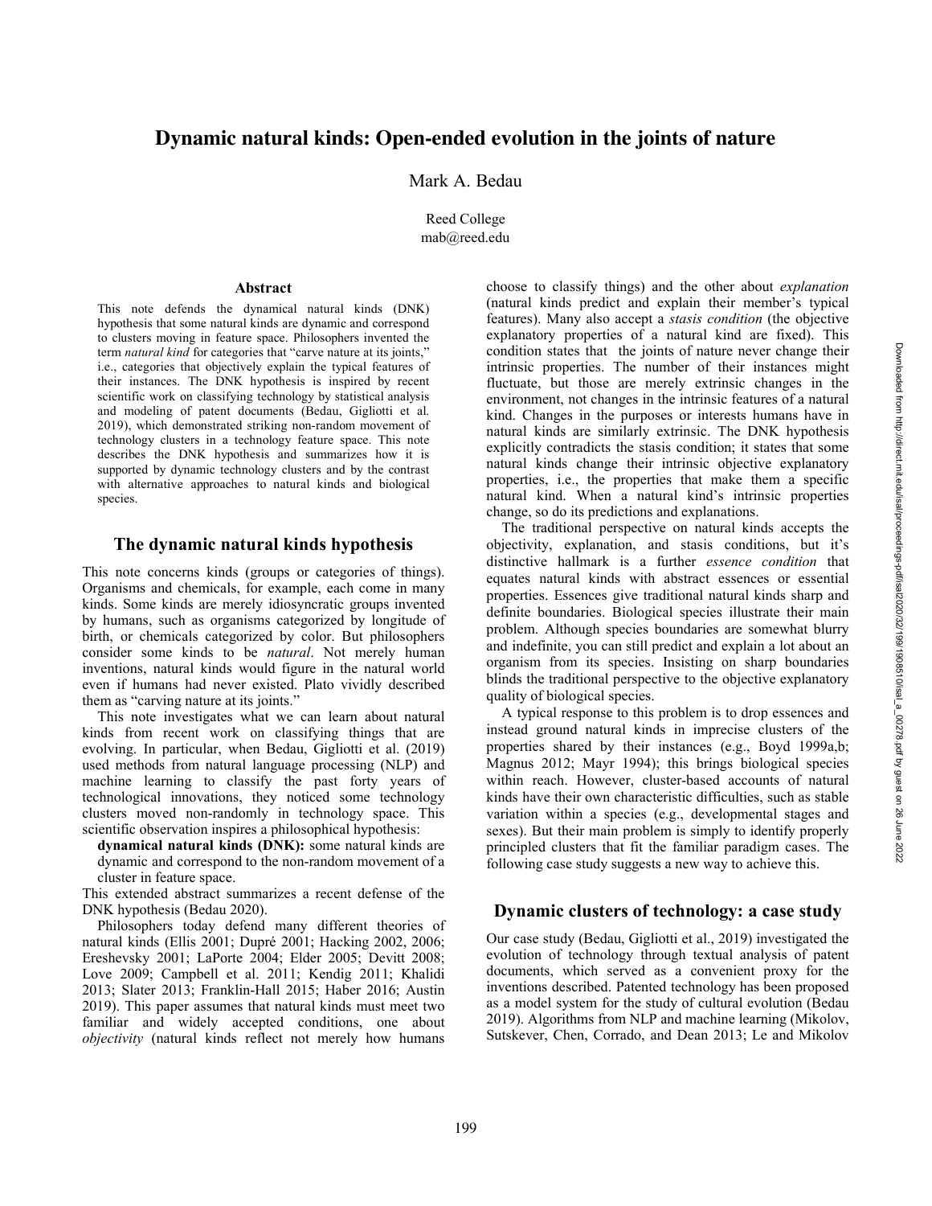# Dynamic natural kinds: Open-ended evolution in the joints of nature

Mark A. Bedau

Reed College
mab@reed.edu

## Abstract

This note defends the dynamical natural kinds (DNK) hypothesis that some natural kinds are dynamic and correspond to clusters moving in feature space. Philosophers invented the term *natural kind* for categories that "carve nature at its joints," i.e., categories that objectively explain the typical features of their instances. The DNK hypothesis is inspired by recent scientific work on classifying technology by statistical analysis and modeling of patent documents (Bedau, Gigliotti et al. 2019), which demonstrated striking non-random movement of technology clusters in a technology feature space. This note describes the DNK hypothesis and summarizes how it is supported by dynamic technology clusters and by the contrast with alternative approaches to natural kinds and biological species.

## The dynamic natural kinds hypothesis

This note concerns kinds (groups or categories of things). Organisms and chemicals, for example, each come in many kinds. Some kinds are merely idiosyncratic groups invented by humans, such as organisms categorized by longitude of birth, or chemicals categorized by color. But philosophers consider some kinds to be *natural*. Not merely human inventions, natural kinds would figure in the natural world even if humans had never existed. Plato vividly described them as "carving nature at its joints."

This note investigates what we can learn about natural kinds from recent work on classifying things that are evolving. In particular, when Bedau, Gigliotti et al. (2019) used methods from natural language processing (NLP) and machine learning to classify the past forty years of technological innovations, they noticed some technology clusters moved non-randomly in technology space. This scientific observation inspires a philosophical hypothesis:

**dynamical natural kinds (DNK):** some natural kinds are dynamic and correspond to the non-random movement of a cluster in feature space.

This extended abstract summarizes a recent defense of the DNK hypothesis (Bedau 2020).

Philosophers today defend many different theories of natural kinds (Ellis 2001; Dupré 2001; Hacking 2002, 2006; Ereshevsky 2001; LaPorte 2004; Elder 2005; Devitt 2008; Love 2009; Campbell et al. 2011; Kendig 2011; Khalidi 2013; Slater 2013; Franklin-Hall 2015; Haber 2016; Austin 2019). This paper assumes that natural kinds must meet two familiar and widely accepted conditions, one about *objectivity* (natural kinds reflect not merely how humans choose to classify things) and the other about *explanation* (natural kinds predict and explain their member's typical features). Many also accept a *stasis condition* (the objective explanatory properties of a natural kind are fixed). This condition states that the joints of nature never change their intrinsic properties. The number of their instances might fluctuate, but those are merely extrinsic changes in the environment, not changes in the intrinsic features of a natural kind. Changes in the purposes or interests humans have in natural kinds are similarly extrinsic. The DNK hypothesis explicitly contradicts the stasis condition; it states that some natural kinds change their intrinsic objective explanatory properties, i.e., the properties that make them a specific natural kind. When a natural kind's intrinsic properties change, so do its predictions and explanations.

The traditional perspective on natural kinds accepts the objectivity, explanation, and stasis conditions, but it's distinctive hallmark is a further *essence condition* that equates natural kinds with abstract essences or essential properties. Essences give traditional natural kinds sharp and definite boundaries. Biological species illustrate their main problem. Although species boundaries are somewhat blurry and indefinite, you can still predict and explain a lot about an organism from its species. Insisting on sharp boundaries blinds the traditional perspective to the objective explanatory quality of biological species.

A typical response to this problem is to drop essences and instead ground natural kinds in imprecise clusters of the properties shared by their instances (e.g., Boyd 1999a,b; Magnus 2012; Mayr 1994); this brings biological species within reach. However, cluster-based accounts of natural kinds have their own characteristic difficulties, such as stable variation within a species (e.g., developmental stages and sexes). But their main problem is simply to identify properly principled clusters that fit the familiar paradigm cases. The following case study suggests a new way to achieve this.

## Dynamic clusters of technology: a case study

Our case study (Bedau, Gigliotti et al., 2019) investigated the evolution of technology through textual analysis of patent documents, which served as a convenient proxy for the inventions described. Patented technology has been proposed as a model system for the study of cultural evolution (Bedau 2019). Algorithms from NLP and machine learning (Mikolov, Sutskever, Chen, Corrado, and Dean 2013; Le and Mikolov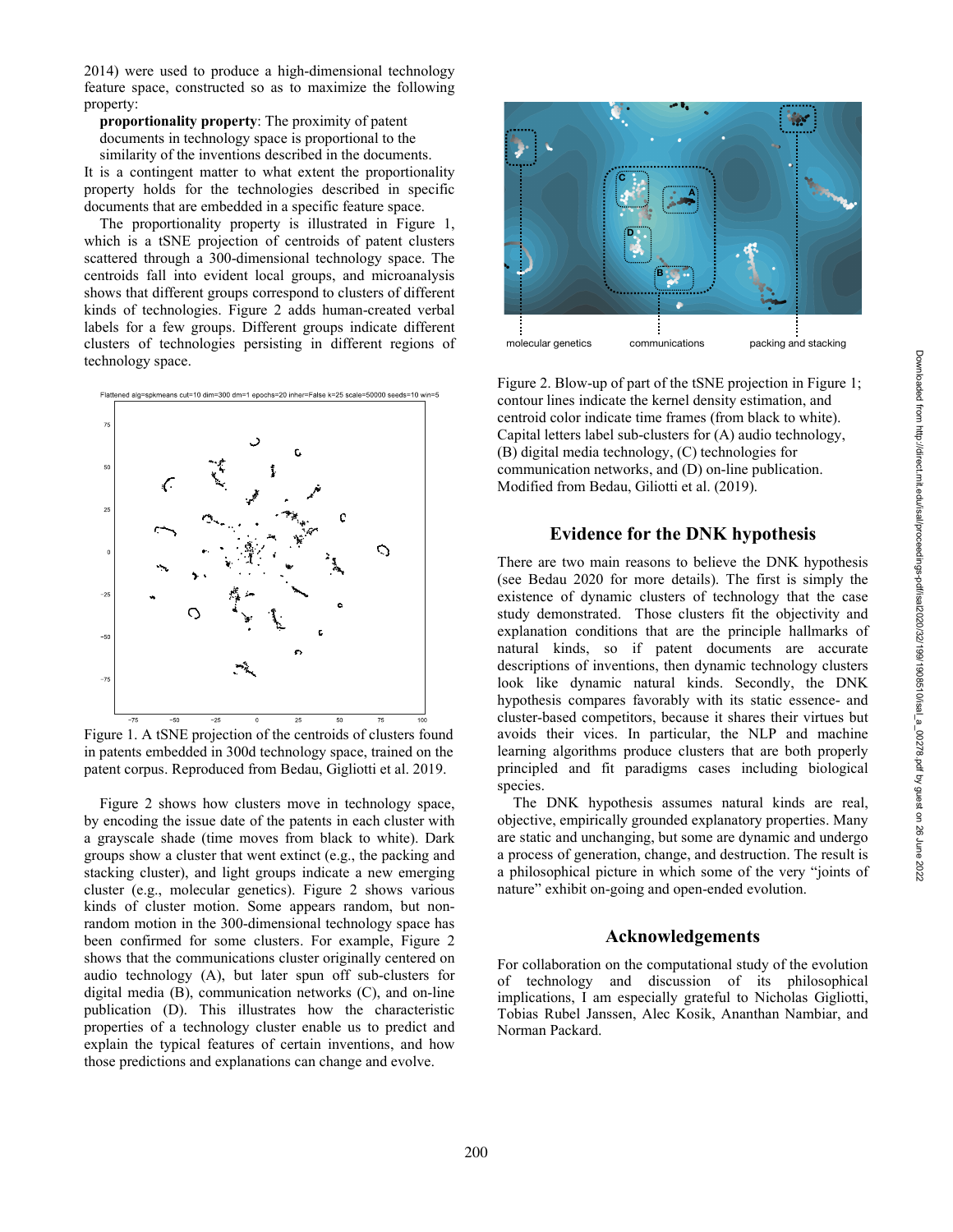2014) were used to produce a high-dimensional technology feature space, constructed so as to maximize the following property:

**proportionality property**: The proximity of patent documents in technology space is proportional to the similarity of the inventions described in the documents.

It is a contingent matter to what extent the proportionality property holds for the technologies described in specific documents that are embedded in a specific feature space.

The proportionality property is illustrated in Figure 1, which is a tSNE projection of centroids of patent clusters scattered through a 300-dimensional technology space. The centroids fall into evident local groups, and microanalysis shows that different groups correspond to clusters of different kinds of technologies. Figure 2 adds human-created verbal labels for a few groups. Different groups indicate different clusters of technologies persisting in different regions of technology space.

Figure 1. A tSNE projection of the centroids of clusters found in patents embedded in 300d technology space, trained on the patent corpus. Reproduced from Bedau, Gigliotti et al. 2019.

Figure 2 shows how clusters move in technology space, by encoding the issue date of the patents in each cluster with a grayscale shade (time moves from black to white). Dark groups show a cluster that went extinct (e.g., the packing and stacking cluster), and light groups indicate a new emerging cluster (e.g., molecular genetics). Figure 2 shows various kinds of cluster motion. Some appears random, but non-random motion in the 300-dimensional technology space has been confirmed for some clusters. For example, Figure 2 shows that the communications cluster originally centered on audio technology (A), but later spun off sub-clusters for digital media (B), communication networks (C), and on-line publication (D). This illustrates how the characteristic properties of a technology cluster enable us to predict and explain the typical features of certain inventions, and how those predictions and explanations can change and evolve.

Figure 2. Blow-up of part of the tSNE projection in Figure 1; contour lines indicate the kernel density estimation, and centroid color indicate time frames (from black to white). Capital letters label sub-clusters for (A) audio technology, (B) digital media technology, (C) technologies for communication networks, and (D) on-line publication. Modified from Bedau, Giliotti et al. (2019).

## Evidence for the DNK hypothesis

There are two main reasons to believe the DNK hypothesis (see Bedau 2020 for more details). The first is simply the existence of dynamic clusters of technology that the case study demonstrated. Those clusters fit the objectivity and explanation conditions that are the principle hallmarks of natural kinds, so if patent documents are accurate descriptions of inventions, then dynamic technology clusters look like dynamic natural kinds. Secondly, the DNK hypothesis compares favorably with its static essence- and cluster-based competitors, because it shares their virtues but avoids their vices. In particular, the NLP and machine learning algorithms produce clusters that are both properly principled and fit paradigms cases including biological species.

The DNK hypothesis assumes natural kinds are real, objective, empirically grounded explanatory properties. Many are static and unchanging, but some are dynamic and undergo a process of generation, change, and destruction. The result is a philosophical picture in which some of the very "joints of nature" exhibit on-going and open-ended evolution.

## Acknowledgements

For collaboration on the computational study of the evolution of technology and discussion of its philosophical implications, I am especially grateful to Nicholas Gigliotti, Tobias Rubel Janssen, Alec Kosik, Ananthan Nambiar, and Norman Packard.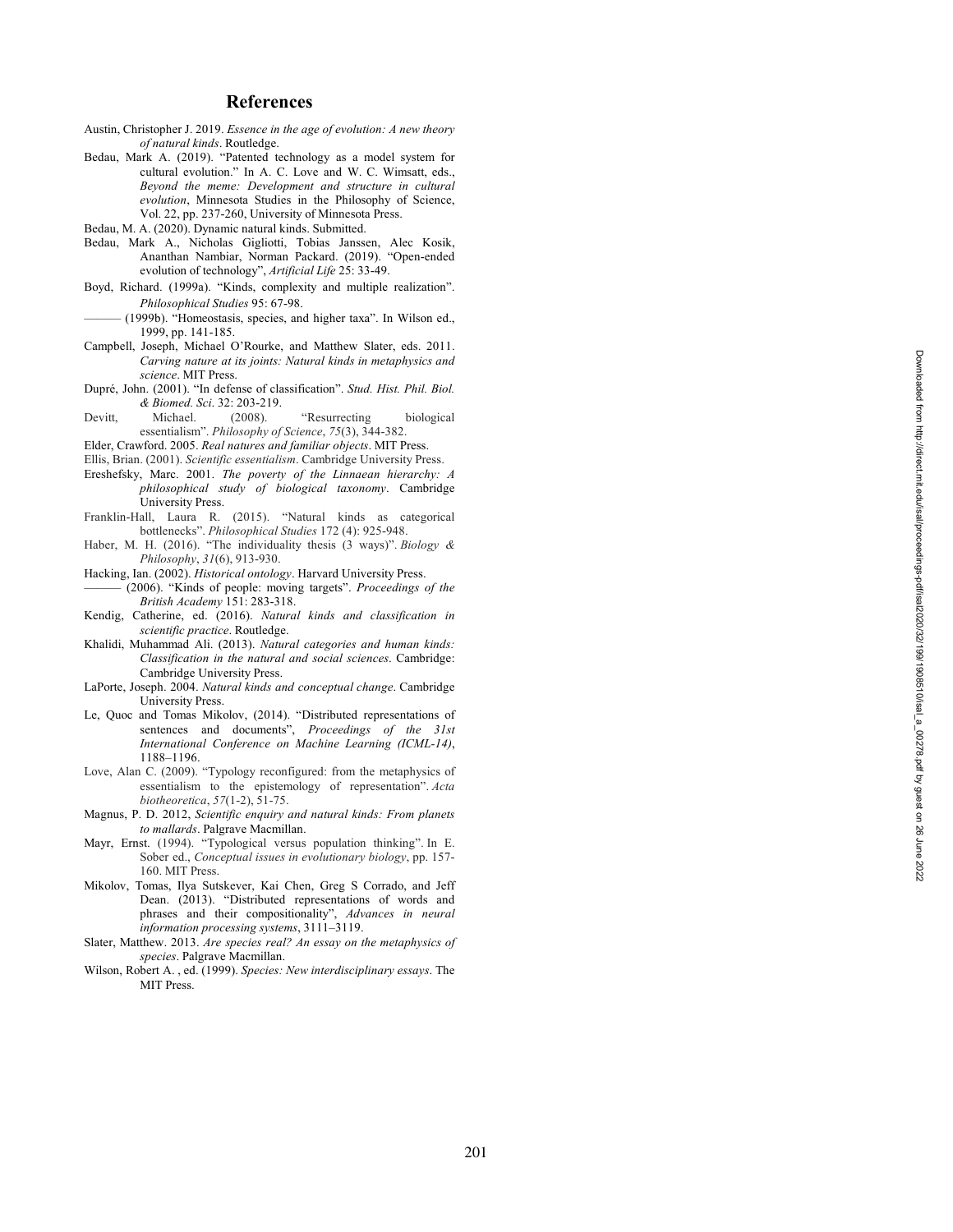## References

Austin, Christopher J. 2019. *Essence in the age of evolution: A new theory of natural kinds*. Routledge.

Bedau, Mark A. (2019). "Patented technology as a model system for cultural evolution." In A. C. Love and W. C. Wimsatt, eds., *Beyond the meme: Development and structure in cultural evolution*, Minnesota Studies in the Philosophy of Science, Vol. 22, pp. 237-260, University of Minnesota Press.

Bedau, M. A. (2020). Dynamic natural kinds. Submitted.

Bedau, Mark A., Nicholas Gigliotti, Tobias Janssen, Alec Kosik, Ananthan Nambiar, Norman Packard. (2019). "Open-ended evolution of technology", *Artificial Life* 25: 33-49.

Boyd, Richard. (1999a). "Kinds, complexity and multiple realization". *Philosophical Studies* 95: 67-98.

——— (1999b). "Homeostasis, species, and higher taxa". In Wilson ed., 1999, pp. 141-185.

Campbell, Joseph, Michael O'Rourke, and Matthew Slater, eds. 2011. *Carving nature at its joints: Natural kinds in metaphysics and science*. MIT Press.

Dupré, John. (2001). "In defense of classification". *Stud. Hist. Phil. Biol. & Biomed. Sci*. 32: 203-219.

Devitt, Michael. (2008). "Resurrecting biological essentialism". *Philosophy of Science*, *75*(3), 344-382.

Elder, Crawford. 2005. *Real natures and familiar objects*. MIT Press.

Ellis, Brian. (2001). *Scientific essentialism*. Cambridge University Press.

Ereshefsky, Marc. 2001. *The poverty of the Linnaean hierarchy: A philosophical study of biological taxonomy*. Cambridge University Press.

Franklin-Hall, Laura R. (2015). "Natural kinds as categorical bottlenecks". *Philosophical Studies* 172 (4): 925-948.

Haber, M. H. (2016). "The individuality thesis (3 ways)". *Biology & Philosophy*, *31*(6), 913-930.

Hacking, Ian. (2002). *Historical ontology*. Harvard University Press.

——— (2006). "Kinds of people: moving targets". *Proceedings of the British Academy* 151: 283-318.

Kendig, Catherine, ed. (2016). *Natural kinds and classification in scientific practice*. Routledge.

Khalidi, Muhammad Ali. (2013). *Natural categories and human kinds: Classification in the natural and social sciences*. Cambridge: Cambridge University Press.

LaPorte, Joseph. 2004. *Natural kinds and conceptual change*. Cambridge University Press.

Le, Quoc and Tomas Mikolov, (2014). "Distributed representations of sentences and documents", *Proceedings of the 31st International Conference on Machine Learning (ICML-14)*, 1188–1196.

Love, Alan C. (2009). "Typology reconfigured: from the metaphysics of essentialism to the epistemology of representation". *Acta biotheoretica*, *57*(1-2), 51-75.

Magnus, P. D. 2012, *Scientific enquiry and natural kinds: From planets to mallards*. Palgrave Macmillan.

Mayr, Ernst. (1994). "Typological versus population thinking". In E. Sober ed., *Conceptual issues in evolutionary biology*, pp. 157-160. MIT Press.

Mikolov, Tomas, Ilya Sutskever, Kai Chen, Greg S Corrado, and Jeff Dean. (2013). "Distributed representations of words and phrases and their compositionality", *Advances in neural information processing systems*, 3111–3119.

Slater, Matthew. 2013. *Are species real? An essay on the metaphysics of species*. Palgrave Macmillan.

Wilson, Robert A. , ed. (1999). *Species: New interdisciplinary essays*. The MIT Press.